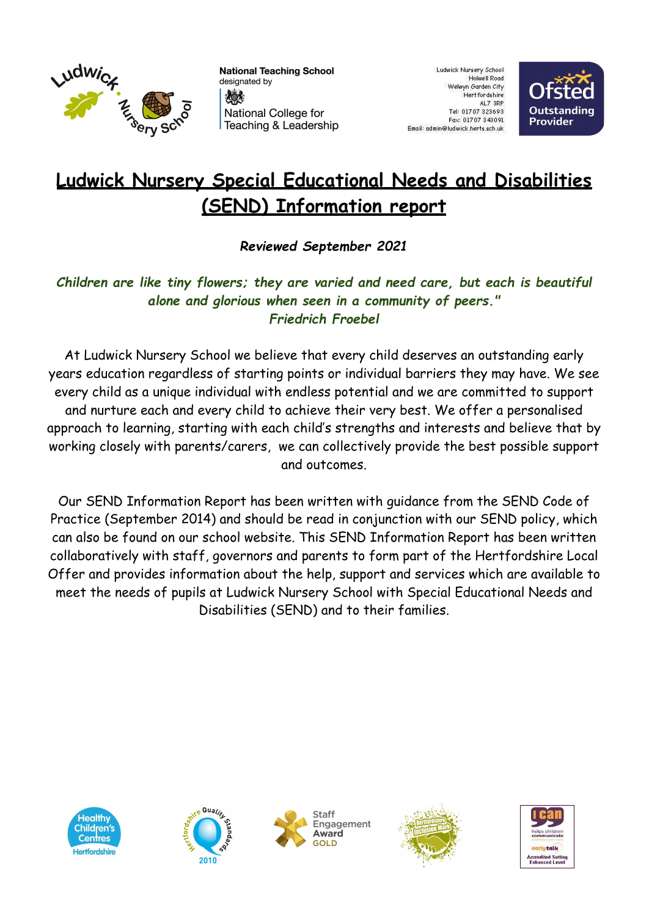National Teaching School
designated by
National College for Teaching & Leadership

Ludwick Nursery School
Holwell Road
Welwyn Garden City
Hertfordshire
AL7 3RP
Tel: 01707 323693
Fax: 01707 343091
Email: admin@ludwick.herts.sch.uk

# Ludwick Nursery Special Educational Needs and Disabilities (SEND) Information report

***Reviewed September 2021***

*Children are like tiny flowers; they are varied and need care, but each is beautiful alone and glorious when seen in a community of peers."*
*Friedrich Froebel*

At Ludwick Nursery School we believe that every child deserves an outstanding early years education regardless of starting points or individual barriers they may have. We see every child as a unique individual with endless potential and we are committed to support and nurture each and every child to achieve their very best. We offer a personalised approach to learning, starting with each child's strengths and interests and believe that by working closely with parents/carers, we can collectively provide the best possible support and outcomes.

Our SEND Information Report has been written with guidance from the SEND Code of Practice (September 2014) and should be read in conjunction with our SEND policy, which can also be found on our school website. This SEND Information Report has been written collaboratively with staff, governors and parents to form part of the Hertfordshire Local Offer and provides information about the help, support and services which are available to meet the needs of pupils at Ludwick Nursery School with Special Educational Needs and Disabilities (SEND) and to their families.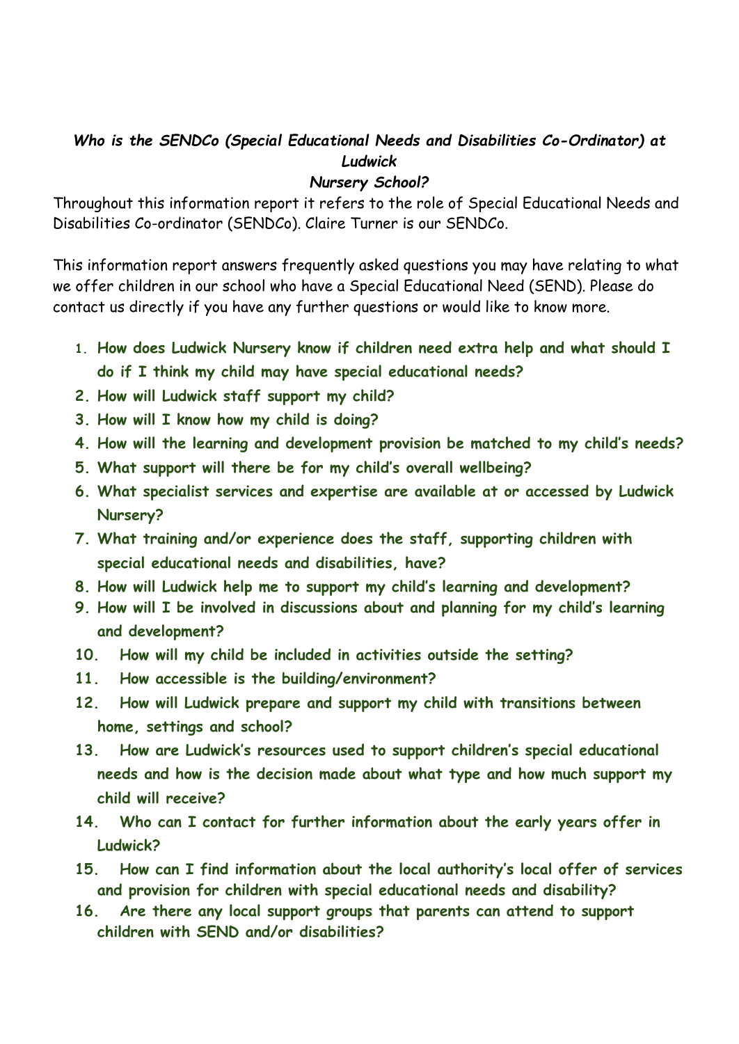### *Who is the SENDCo (Special Educational Needs and Disabilities Co-Ordinator) at Ludwick Nursery School?*

Throughout this information report it refers to the role of Special Educational Needs and Disabilities Co-ordinator (SENDCo). Claire Turner is our SENDCo.

This information report answers frequently asked questions you may have relating to what we offer children in our school who have a Special Educational Need (SEND). Please do contact us directly if you have any further questions or would like to know more.

1. **How does Ludwick Nursery know if children need extra help and what should I do if I think my child may have special educational needs?**
2. **How will Ludwick staff support my child?**
3. **How will I know how my child is doing?**
4. **How will the learning and development provision be matched to my child's needs?**
5. **What support will there be for my child's overall wellbeing?**
6. **What specialist services and expertise are available at or accessed by Ludwick Nursery?**
7. **What training and/or experience does the staff, supporting children with special educational needs and disabilities, have?**
8. **How will Ludwick help me to support my child's learning and development?**
9. **How will I be involved in discussions about and planning for my child's learning and development?**
10. **How will my child be included in activities outside the setting?**
11. **How accessible is the building/environment?**
12. **How will Ludwick prepare and support my child with transitions between home, settings and school?**
13. **How are Ludwick's resources used to support children's special educational needs and how is the decision made about what type and how much support my child will receive?**
14. **Who can I contact for further information about the early years offer in Ludwick?**
15. **How can I find information about the local authority's local offer of services and provision for children with special educational needs and disability?**
16. **Are there any local support groups that parents can attend to support children with SEND and/or disabilities?**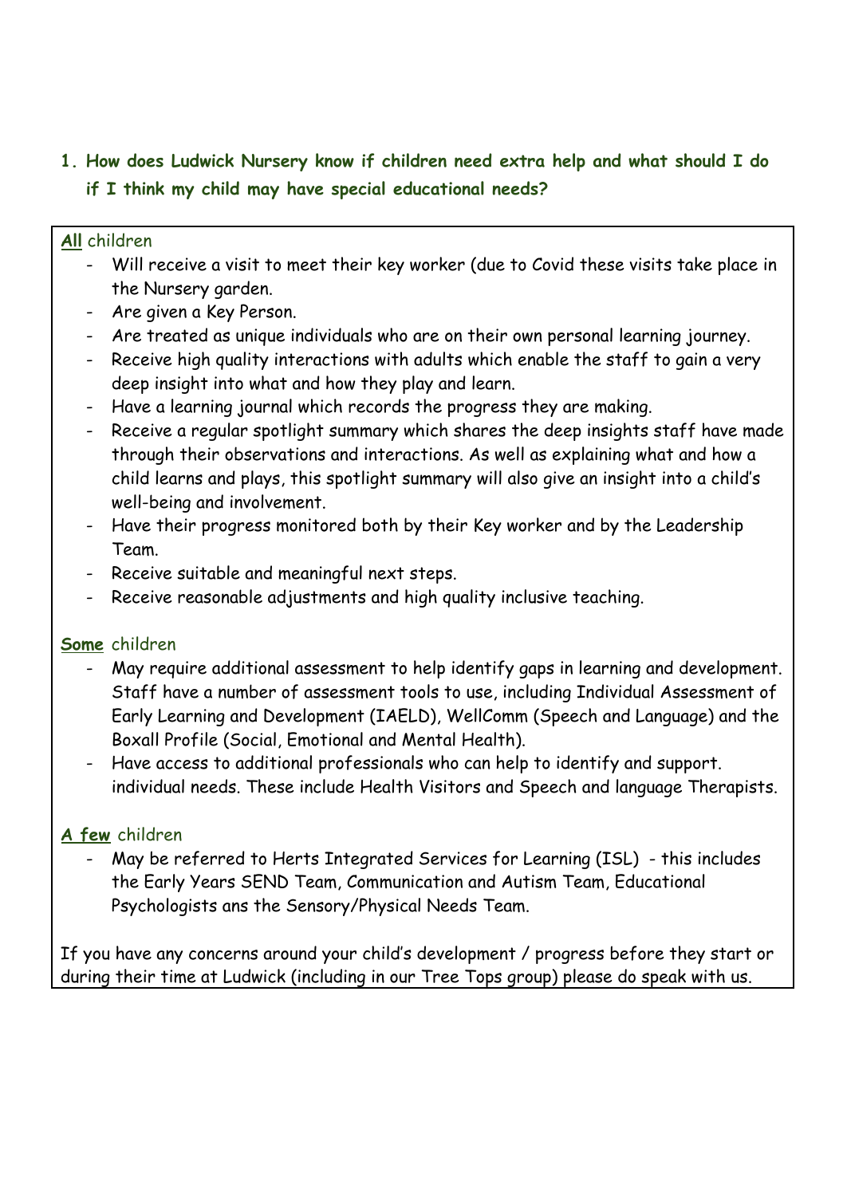## 1. How does Ludwick Nursery know if children need extra help and what should I do if I think my child may have special educational needs?

**All** children

- Will receive a visit to meet their key worker (due to Covid these visits take place in the Nursery garden.
- Are given a Key Person.
- Are treated as unique individuals who are on their own personal learning journey.
- Receive high quality interactions with adults which enable the staff to gain a very deep insight into what and how they play and learn.
- Have a learning journal which records the progress they are making.
- Receive a regular spotlight summary which shares the deep insights staff have made through their observations and interactions. As well as explaining what and how a child learns and plays, this spotlight summary will also give an insight into a child's well-being and involvement.
- Have their progress monitored both by their Key worker and by the Leadership Team.
- Receive suitable and meaningful next steps.
- Receive reasonable adjustments and high quality inclusive teaching.

**Some** children

- May require additional assessment to help identify gaps in learning and development. Staff have a number of assessment tools to use, including Individual Assessment of Early Learning and Development (IAELD), WellComm (Speech and Language) and the Boxall Profile (Social, Emotional and Mental Health).
- Have access to additional professionals who can help to identify and support. individual needs. These include Health Visitors and Speech and language Therapists.

**A few** children

- May be referred to Herts Integrated Services for Learning (ISL) - this includes the Early Years SEND Team, Communication and Autism Team, Educational Psychologists ans the Sensory/Physical Needs Team.

If you have any concerns around your child's development / progress before they start or during their time at Ludwick (including in our Tree Tops group) please do speak with us.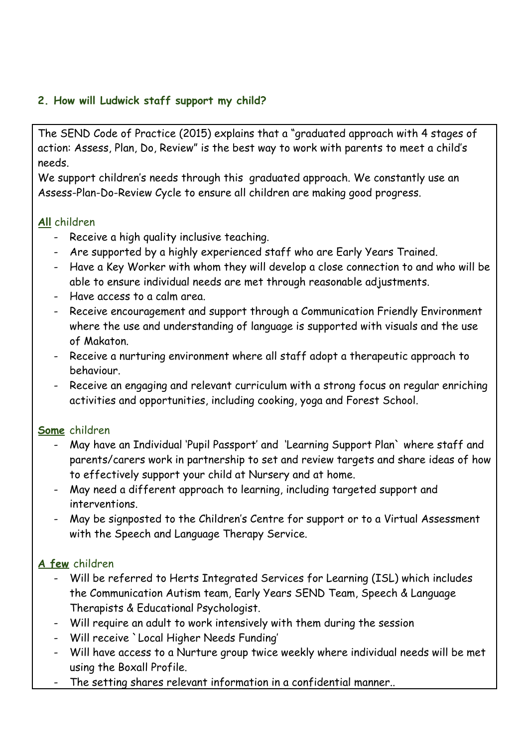## 2. How will Ludwick staff support my child?

The SEND Code of Practice (2015) explains that a "graduated approach with 4 stages of action: Assess, Plan, Do, Review" is the best way to work with parents to meet a child's needs.

We support children's needs through this graduated approach. We constantly use an Assess-Plan-Do-Review Cycle to ensure all children are making good progress.

**All** children

- Receive a high quality inclusive teaching.
- Are supported by a highly experienced staff who are Early Years Trained.
- Have a Key Worker with whom they will develop a close connection to and who will be able to ensure individual needs are met through reasonable adjustments.
- Have access to a calm area.
- Receive encouragement and support through a Communication Friendly Environment where the use and understanding of language is supported with visuals and the use of Makaton.
- Receive a nurturing environment where all staff adopt a therapeutic approach to behaviour.
- Receive an engaging and relevant curriculum with a strong focus on regular enriching activities and opportunities, including cooking, yoga and Forest School.

**Some** children

- May have an Individual 'Pupil Passport' and 'Learning Support Plan` where staff and parents/carers work in partnership to set and review targets and share ideas of how to effectively support your child at Nursery and at home.
- May need a different approach to learning, including targeted support and interventions.
- May be signposted to the Children's Centre for support or to a Virtual Assessment with the Speech and Language Therapy Service.

**A few** children

- Will be referred to Herts Integrated Services for Learning (ISL) which includes the Communication Autism team, Early Years SEND Team, Speech & Language Therapists & Educational Psychologist.
- Will require an adult to work intensively with them during the session
- Will receive `Local Higher Needs Funding'
- Will have access to a Nurture group twice weekly where individual needs will be met using the Boxall Profile.
- The setting shares relevant information in a confidential manner..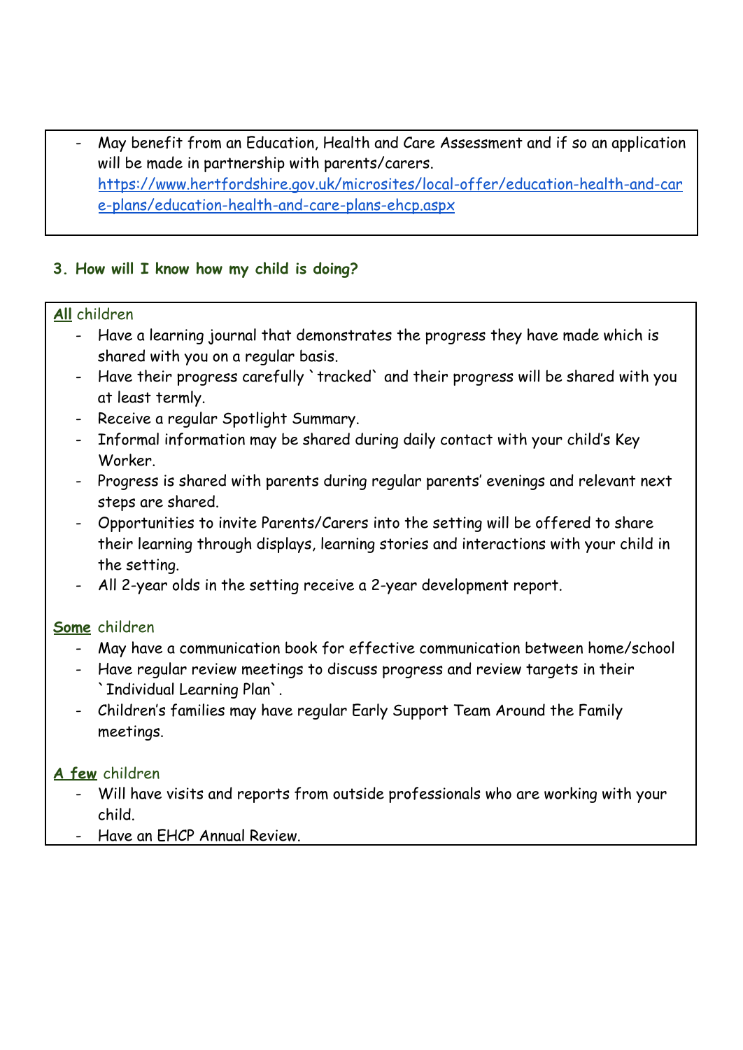- May benefit from an Education, Health and Care Assessment and if so an application will be made in partnership with parents/carers. https://www.hertfordshire.gov.uk/microsites/local-offer/education-health-and-care-plans/education-health-and-care-plans-ehcp.aspx

### 3. How will I know how my child is doing?

**All** children

- Have a learning journal that demonstrates the progress they have made which is shared with you on a regular basis.
- Have their progress carefully `tracked` and their progress will be shared with you at least termly.
- Receive a regular Spotlight Summary.
- Informal information may be shared during daily contact with your child's Key Worker.
- Progress is shared with parents during regular parents' evenings and relevant next steps are shared.
- Opportunities to invite Parents/Carers into the setting will be offered to share their learning through displays, learning stories and interactions with your child in the setting.
- All 2-year olds in the setting receive a 2-year development report.

**Some** children

- May have a communication book for effective communication between home/school
- Have regular review meetings to discuss progress and review targets in their `Individual Learning Plan`.
- Children's families may have regular Early Support Team Around the Family meetings.

**A few** children

- Will have visits and reports from outside professionals who are working with your child.
- Have an EHCP Annual Review.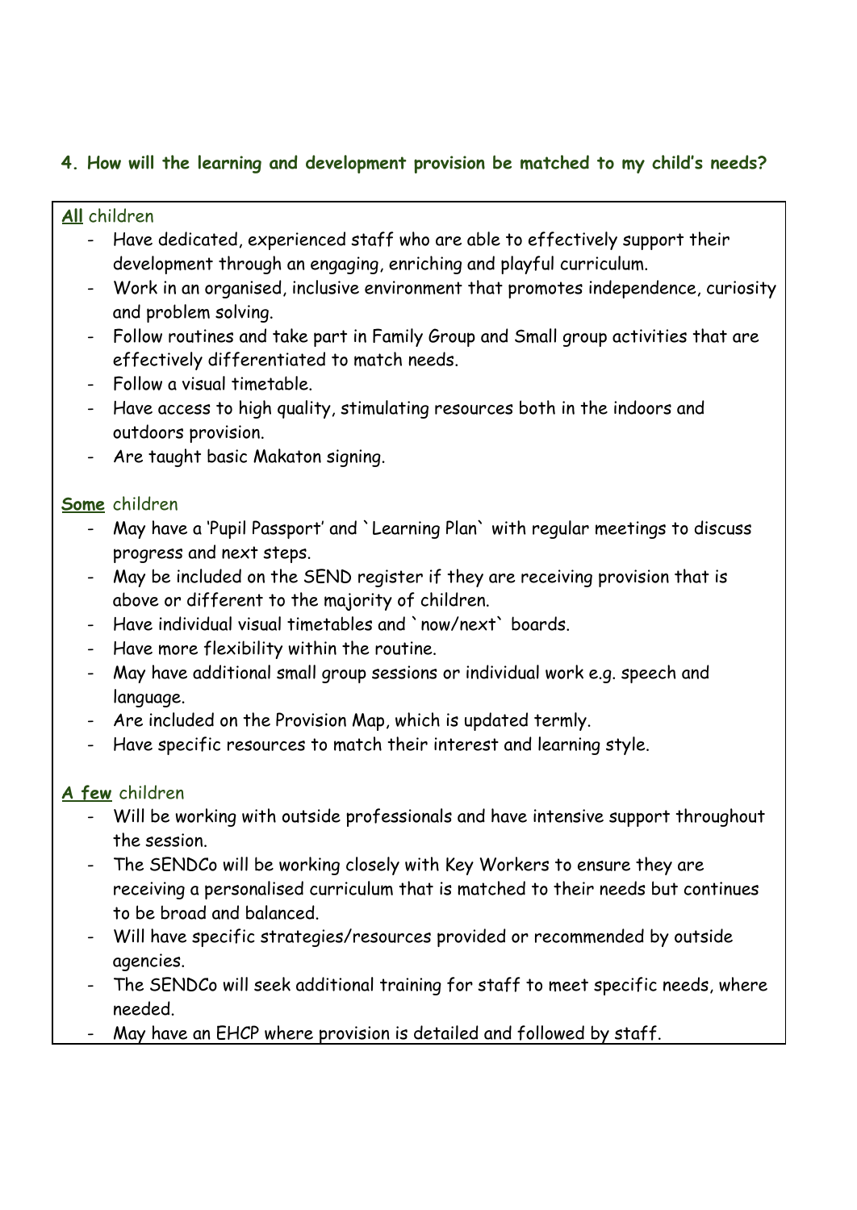### 4. How will the learning and development provision be matched to my child's needs?

**All** children

- Have dedicated, experienced staff who are able to effectively support their development through an engaging, enriching and playful curriculum.
- Work in an organised, inclusive environment that promotes independence, curiosity and problem solving.
- Follow routines and take part in Family Group and Small group activities that are effectively differentiated to match needs.
- Follow a visual timetable.
- Have access to high quality, stimulating resources both in the indoors and outdoors provision.
- Are taught basic Makaton signing.

**Some** children

- May have a 'Pupil Passport' and `Learning Plan` with regular meetings to discuss progress and next steps.
- May be included on the SEND register if they are receiving provision that is above or different to the majority of children.
- Have individual visual timetables and `now/next` boards.
- Have more flexibility within the routine.
- May have additional small group sessions or individual work e.g. speech and language.
- Are included on the Provision Map, which is updated termly.
- Have specific resources to match their interest and learning style.

**A few** children

- Will be working with outside professionals and have intensive support throughout the session.
- The SENDCo will be working closely with Key Workers to ensure they are receiving a personalised curriculum that is matched to their needs but continues to be broad and balanced.
- Will have specific strategies/resources provided or recommended by outside agencies.
- The SENDCo will seek additional training for staff to meet specific needs, where needed.
- May have an EHCP where provision is detailed and followed by staff.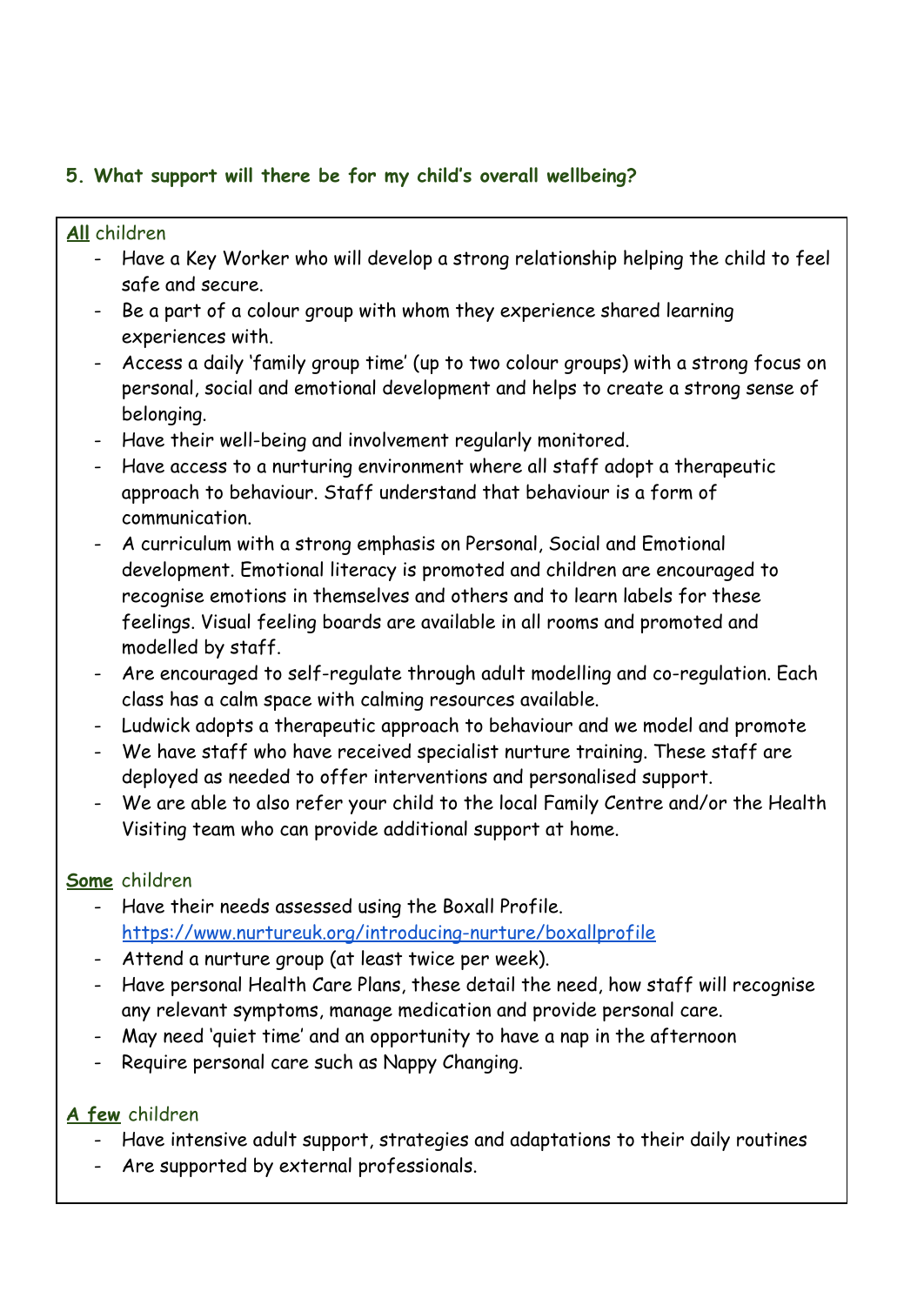### 5. What support will there be for my child's overall wellbeing?

**All** children

- Have a Key Worker who will develop a strong relationship helping the child to feel safe and secure.
- Be a part of a colour group with whom they experience shared learning experiences with.
- Access a daily 'family group time' (up to two colour groups) with a strong focus on personal, social and emotional development and helps to create a strong sense of belonging.
- Have their well-being and involvement regularly monitored.
- Have access to a nurturing environment where all staff adopt a therapeutic approach to behaviour. Staff understand that behaviour is a form of communication.
- A curriculum with a strong emphasis on Personal, Social and Emotional development. Emotional literacy is promoted and children are encouraged to recognise emotions in themselves and others and to learn labels for these feelings. Visual feeling boards are available in all rooms and promoted and modelled by staff.
- Are encouraged to self-regulate through adult modelling and co-regulation. Each class has a calm space with calming resources available.
- Ludwick adopts a therapeutic approach to behaviour and we model and promote
- We have staff who have received specialist nurture training. These staff are deployed as needed to offer interventions and personalised support.
- We are able to also refer your child to the local Family Centre and/or the Health Visiting team who can provide additional support at home.

**Some** children

- Have their needs assessed using the Boxall Profile. https://www.nurtureuk.org/introducing-nurture/boxallprofile
- Attend a nurture group (at least twice per week).
- Have personal Health Care Plans, these detail the need, how staff will recognise any relevant symptoms, manage medication and provide personal care.
- May need 'quiet time' and an opportunity to have a nap in the afternoon
- Require personal care such as Nappy Changing.

**A few** children

- Have intensive adult support, strategies and adaptations to their daily routines
- Are supported by external professionals.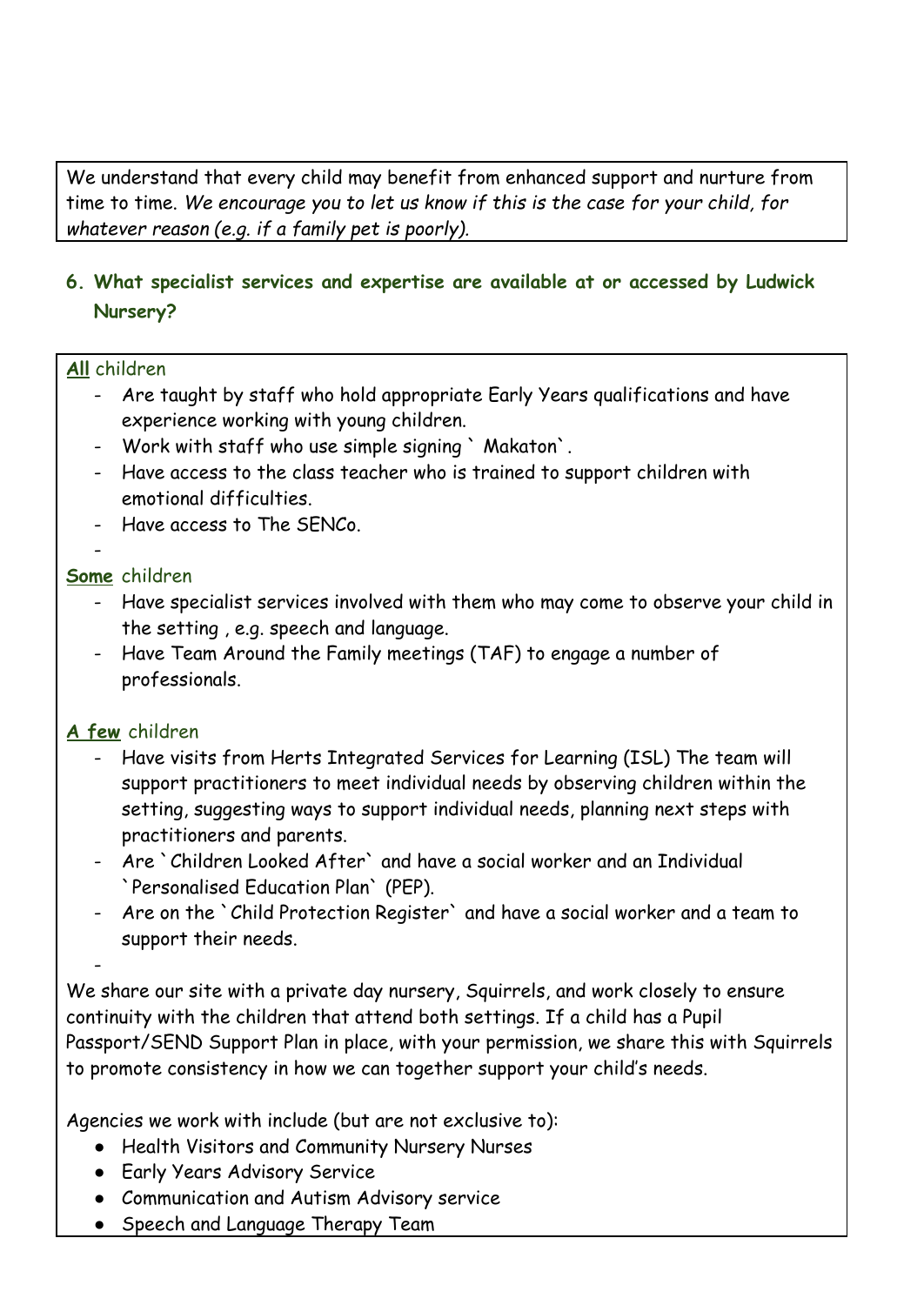We understand that every child may benefit from enhanced support and nurture from time to time. *We encourage you to let us know if this is the case for your child, for whatever reason (e.g. if a family pet is poorly).*

## 6. What specialist services and expertise are available at or accessed by Ludwick Nursery?

**All** children

- Are taught by staff who hold appropriate Early Years qualifications and have experience working with young children.
- Work with staff who use simple signing ` Makaton`.
- Have access to the class teacher who is trained to support children with emotional difficulties.
- Have access to The SENCo.

**Some** children

- Have specialist services involved with them who may come to observe your child in the setting , e.g. speech and language.
- Have Team Around the Family meetings (TAF) to engage a number of professionals.

**A few** children

- Have visits from Herts Integrated Services for Learning (ISL) The team will support practitioners to meet individual needs by observing children within the setting, suggesting ways to support individual needs, planning next steps with practitioners and parents.
- Are `Children Looked After` and have a social worker and an Individual `Personalised Education Plan` (PEP).
- Are on the `Child Protection Register` and have a social worker and a team to support their needs.

We share our site with a private day nursery, Squirrels, and work closely to ensure continuity with the children that attend both settings. If a child has a Pupil Passport/SEND Support Plan in place, with your permission, we share this with Squirrels to promote consistency in how we can together support your child's needs.

Agencies we work with include (but are not exclusive to):

- Health Visitors and Community Nursery Nurses
- Early Years Advisory Service
- Communication and Autism Advisory service
- Speech and Language Therapy Team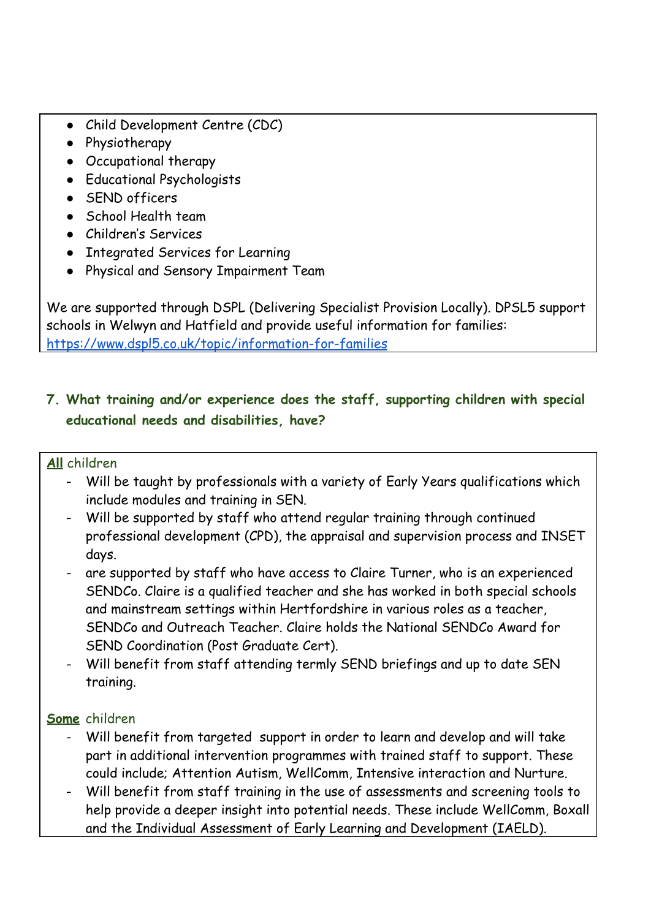- Child Development Centre (CDC)
- Physiotherapy
- Occupational therapy
- Educational Psychologists
- SEND officers
- School Health team
- Children's Services
- Integrated Services for Learning
- Physical and Sensory Impairment Team

We are supported through DSPL (Delivering Specialist Provision Locally). DPSL5 support schools in Welwyn and Hatfield and provide useful information for families: https://www.dspl5.co.uk/topic/information-for-families

### 7. What training and/or experience does the staff, supporting children with special educational needs and disabilities, have?

**All** children

- Will be taught by professionals with a variety of Early Years qualifications which include modules and training in SEN.
- Will be supported by staff who attend regular training through continued professional development (CPD), the appraisal and supervision process and INSET days.
- are supported by staff who have access to Claire Turner, who is an experienced SENDCo. Claire is a qualified teacher and she has worked in both special schools and mainstream settings within Hertfordshire in various roles as a teacher, SENDCo and Outreach Teacher. Claire holds the National SENDCo Award for SEND Coordination (Post Graduate Cert).
- Will benefit from staff attending termly SEND briefings and up to date SEN training.

**Some** children

- Will benefit from targeted support in order to learn and develop and will take part in additional intervention programmes with trained staff to support. These could include; Attention Autism, WellComm, Intensive interaction and Nurture.
- Will benefit from staff training in the use of assessments and screening tools to help provide a deeper insight into potential needs. These include WellComm, Boxall and the Individual Assessment of Early Learning and Development (IAELD).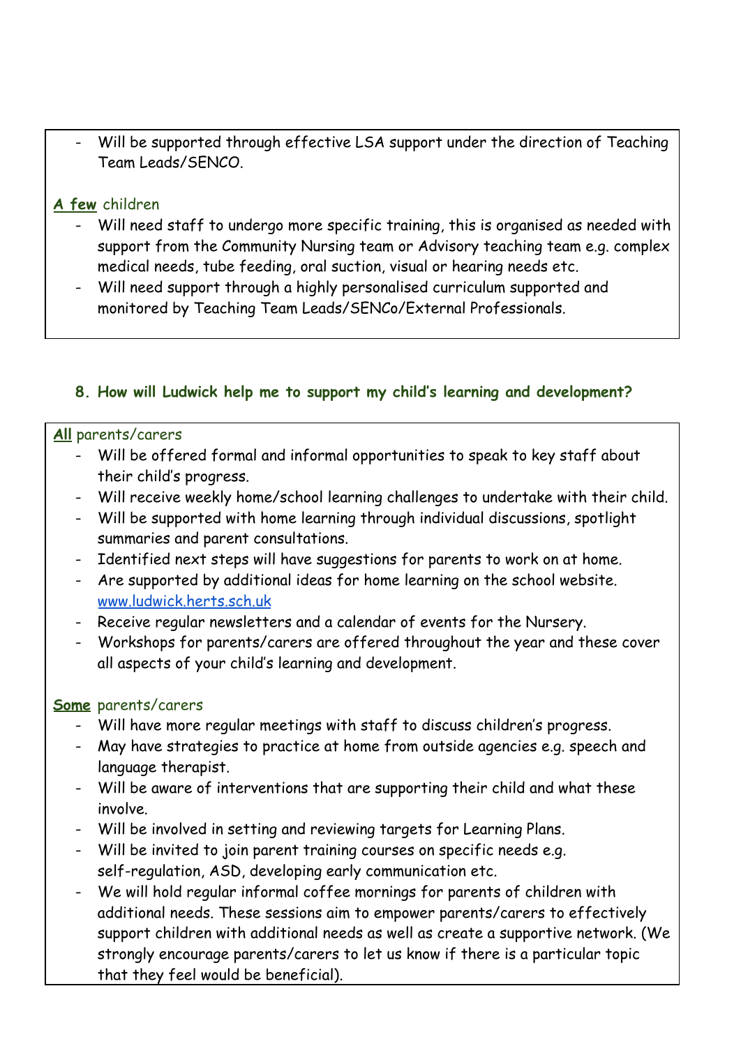- Will be supported through effective LSA support under the direction of Teaching Team Leads/SENCO.

***A few*** children

- Will need staff to undergo more specific training, this is organised as needed with support from the Community Nursing team or Advisory teaching team e.g. complex medical needs, tube feeding, oral suction, visual or hearing needs etc.
- Will need support through a highly personalised curriculum supported and monitored by Teaching Team Leads/SENCo/External Professionals.

### 8. How will Ludwick help me to support my child's learning and development?

**All** parents/carers

- Will be offered formal and informal opportunities to speak to key staff about their child's progress.
- Will receive weekly home/school learning challenges to undertake with their child.
- Will be supported with home learning through individual discussions, spotlight summaries and parent consultations.
- Identified next steps will have suggestions for parents to work on at home.
- Are supported by additional ideas for home learning on the school website. [www.ludwick.herts.sch.uk](http://www.ludwick.herts.sch.uk)
- Receive regular newsletters and a calendar of events for the Nursery.
- Workshops for parents/carers are offered throughout the year and these cover all aspects of your child's learning and development.

**Some** parents/carers

- Will have more regular meetings with staff to discuss children's progress.
- May have strategies to practice at home from outside agencies e.g. speech and language therapist.
- Will be aware of interventions that are supporting their child and what these involve.
- Will be involved in setting and reviewing targets for Learning Plans.
- Will be invited to join parent training courses on specific needs e.g. self-regulation, ASD, developing early communication etc.
- We will hold regular informal coffee mornings for parents of children with additional needs. These sessions aim to empower parents/carers to effectively support children with additional needs as well as create a supportive network. (We strongly encourage parents/carers to let us know if there is a particular topic that they feel would be beneficial).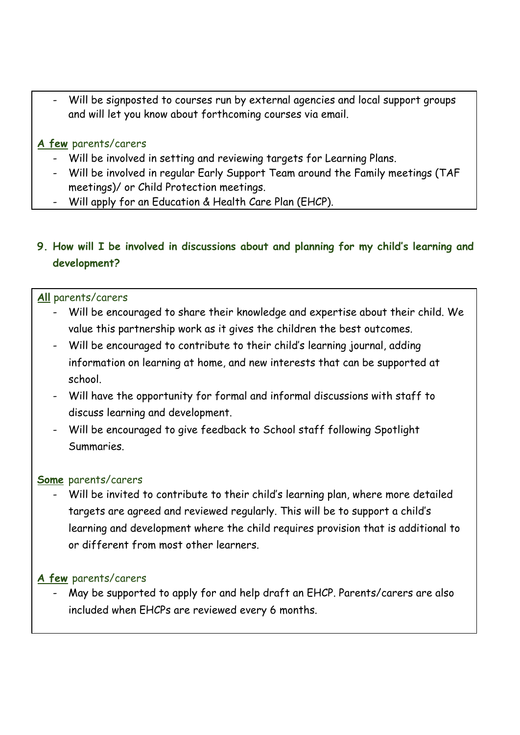- Will be signposted to courses run by external agencies and local support groups and will let you know about forthcoming courses via email.

***A few*** parents/carers

- Will be involved in setting and reviewing targets for Learning Plans.
- Will be involved in regular Early Support Team around the Family meetings (TAF meetings)/ or Child Protection meetings.
- Will apply for an Education & Health Care Plan (EHCP).

## 9. How will I be involved in discussions about and planning for my child's learning and development?

**All** parents/carers

- Will be encouraged to share their knowledge and expertise about their child. We value this partnership work as it gives the children the best outcomes.
- Will be encouraged to contribute to their child's learning journal, adding information on learning at home, and new interests that can be supported at school.
- Will have the opportunity for formal and informal discussions with staff to discuss learning and development.
- Will be encouraged to give feedback to School staff following Spotlight Summaries.

**Some** parents/carers

- Will be invited to contribute to their child's learning plan, where more detailed targets are agreed and reviewed regularly. This will be to support a child's learning and development where the child requires provision that is additional to or different from most other learners.

***A few*** parents/carers

- May be supported to apply for and help draft an EHCP. Parents/carers are also included when EHCPs are reviewed every 6 months.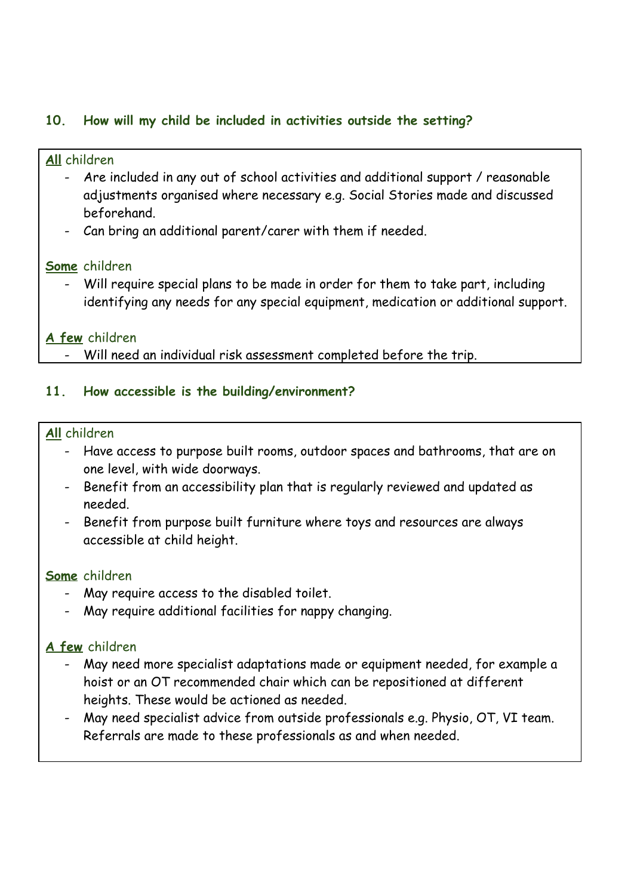### 10. How will my child be included in activities outside the setting?

**All** children

- Are included in any out of school activities and additional support / reasonable adjustments organised where necessary e.g. Social Stories made and discussed beforehand.
- Can bring an additional parent/carer with them if needed.

**Some** children

- Will require special plans to be made in order for them to take part, including identifying any needs for any special equipment, medication or additional support.

**A few** children

- Will need an individual risk assessment completed before the trip.

### 11. How accessible is the building/environment?

**All** children

- Have access to purpose built rooms, outdoor spaces and bathrooms, that are on one level, with wide doorways.
- Benefit from an accessibility plan that is regularly reviewed and updated as needed.
- Benefit from purpose built furniture where toys and resources are always accessible at child height.

**Some** children

- May require access to the disabled toilet.
- May require additional facilities for nappy changing.

**A few** children

- May need more specialist adaptations made or equipment needed, for example a hoist or an OT recommended chair which can be repositioned at different heights. These would be actioned as needed.
- May need specialist advice from outside professionals e.g. Physio, OT, VI team. Referrals are made to these professionals as and when needed.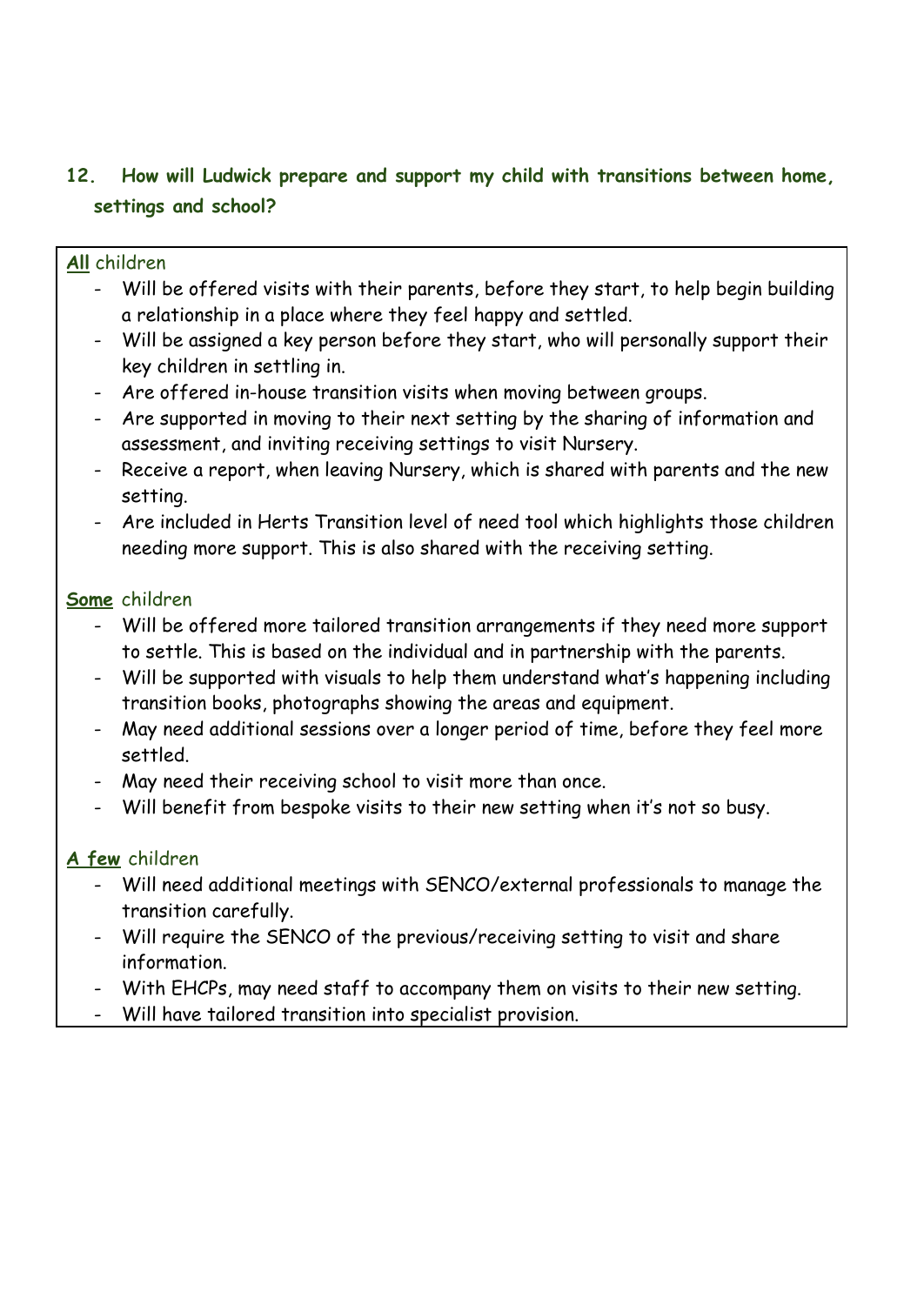## 12. How will Ludwick prepare and support my child with transitions between home, settings and school?

***All*** children

- Will be offered visits with their parents, before they start, to help begin building a relationship in a place where they feel happy and settled.
- Will be assigned a key person before they start, who will personally support their key children in settling in.
- Are offered in-house transition visits when moving between groups.
- Are supported in moving to their next setting by the sharing of information and assessment, and inviting receiving settings to visit Nursery.
- Receive a report, when leaving Nursery, which is shared with parents and the new setting.
- Are included in Herts Transition level of need tool which highlights those children needing more support. This is also shared with the receiving setting.

***Some*** children

- Will be offered more tailored transition arrangements if they need more support to settle. This is based on the individual and in partnership with the parents.
- Will be supported with visuals to help them understand what's happening including transition books, photographs showing the areas and equipment.
- May need additional sessions over a longer period of time, before they feel more settled.
- May need their receiving school to visit more than once.
- Will benefit from bespoke visits to their new setting when it's not so busy.

***A few*** children

- Will need additional meetings with SENCO/external professionals to manage the transition carefully.
- Will require the SENCO of the previous/receiving setting to visit and share information.
- With EHCPs, may need staff to accompany them on visits to their new setting.
- Will have tailored transition into specialist provision.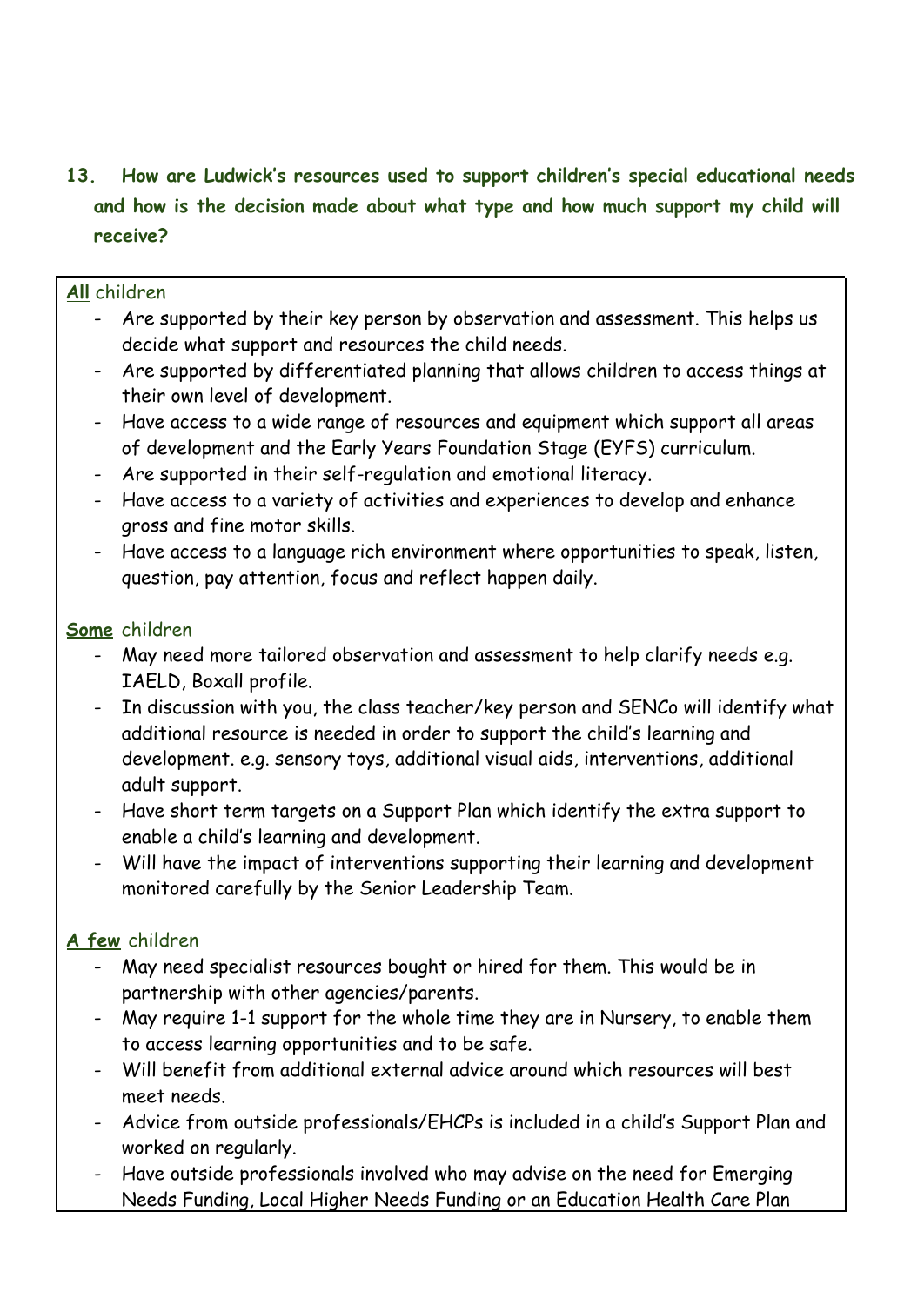**13. How are Ludwick's resources used to support children's special educational needs and how is the decision made about what type and how much support my child will receive?**

**All** children

- Are supported by their key person by observation and assessment. This helps us decide what support and resources the child needs.
- Are supported by differentiated planning that allows children to access things at their own level of development.
- Have access to a wide range of resources and equipment which support all areas of development and the Early Years Foundation Stage (EYFS) curriculum.
- Are supported in their self-regulation and emotional literacy.
- Have access to a variety of activities and experiences to develop and enhance gross and fine motor skills.
- Have access to a language rich environment where opportunities to speak, listen, question, pay attention, focus and reflect happen daily.

**Some** children

- May need more tailored observation and assessment to help clarify needs e.g. IAELD, Boxall profile.
- In discussion with you, the class teacher/key person and SENCo will identify what additional resource is needed in order to support the child's learning and development. e.g. sensory toys, additional visual aids, interventions, additional adult support.
- Have short term targets on a Support Plan which identify the extra support to enable a child's learning and development.
- Will have the impact of interventions supporting their learning and development monitored carefully by the Senior Leadership Team.

**A few** children

- May need specialist resources bought or hired for them. This would be in partnership with other agencies/parents.
- May require 1-1 support for the whole time they are in Nursery, to enable them to access learning opportunities and to be safe.
- Will benefit from additional external advice around which resources will best meet needs.
- Advice from outside professionals/EHCPs is included in a child's Support Plan and worked on regularly.
- Have outside professionals involved who may advise on the need for Emerging Needs Funding, Local Higher Needs Funding or an Education Health Care Plan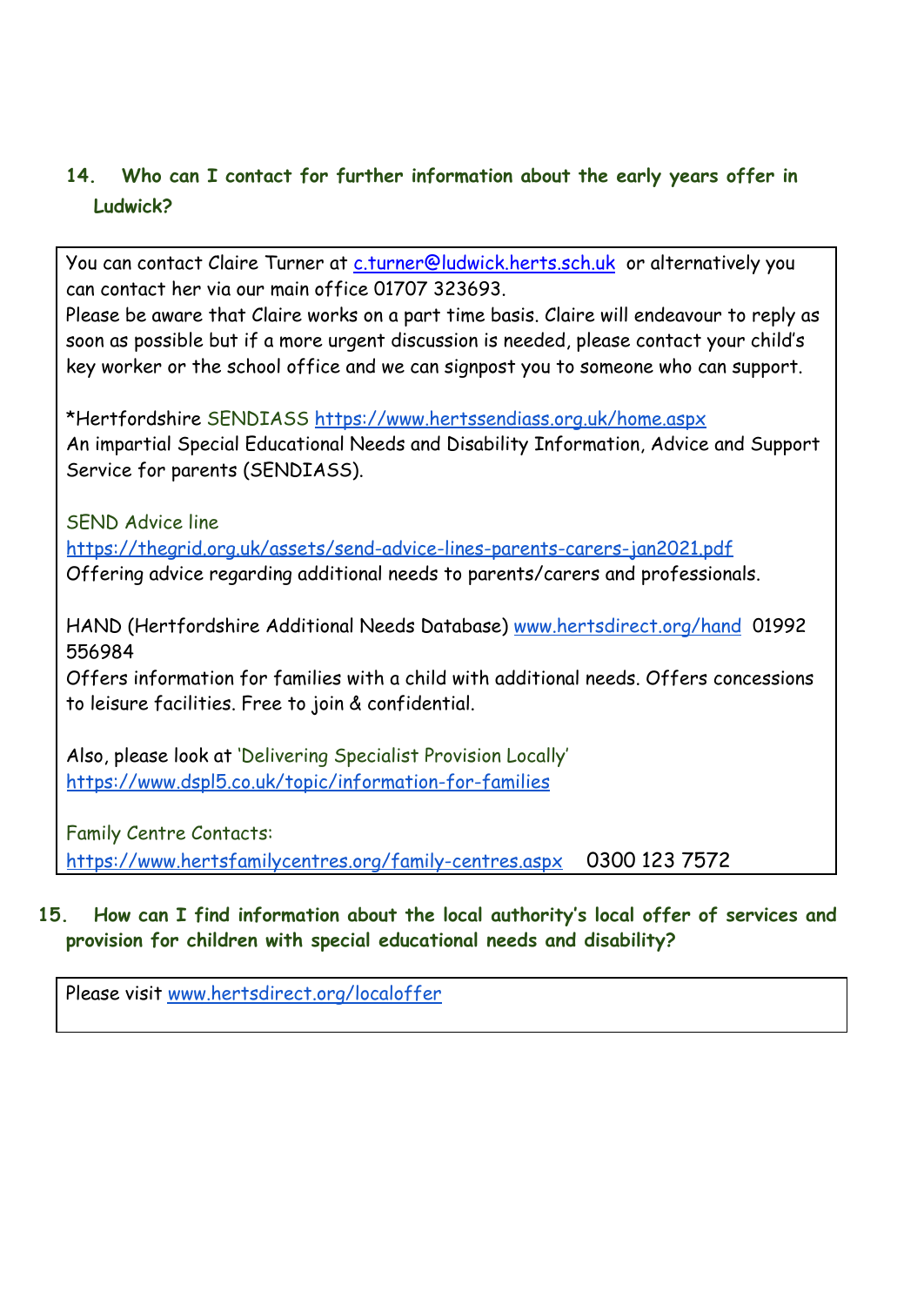### 14. Who can I contact for further information about the early years offer in Ludwick?

You can contact Claire Turner at c.turner@ludwick.herts.sch.uk or alternatively you can contact her via our main office 01707 323693.
Please be aware that Claire works on a part time basis. Claire will endeavour to reply as soon as possible but if a more urgent discussion is needed, please contact your child's key worker or the school office and we can signpost you to someone who can support.

*Hertfordshire SENDIASS https://www.hertssendiass.org.uk/home.aspx
An impartial Special Educational Needs and Disability Information, Advice and Support Service for parents (SENDIASS).

SEND Advice line
https://thegrid.org.uk/assets/send-advice-lines-parents-carers-jan2021.pdf
Offering advice regarding additional needs to parents/carers and professionals.

HAND (Hertfordshire Additional Needs Database) www.hertsdirect.org/hand 01992 556984
Offers information for families with a child with additional needs. Offers concessions to leisure facilities. Free to join & confidential.

Also, please look at 'Delivering Specialist Provision Locally'
https://www.dspl5.co.uk/topic/information-for-families

Family Centre Contacts:
https://www.hertsfamilycentres.org/family-centres.aspx 0300 123 7572

### 15. How can I find information about the local authority's local offer of services and provision for children with special educational needs and disability?

Please visit www.hertsdirect.org/localoffer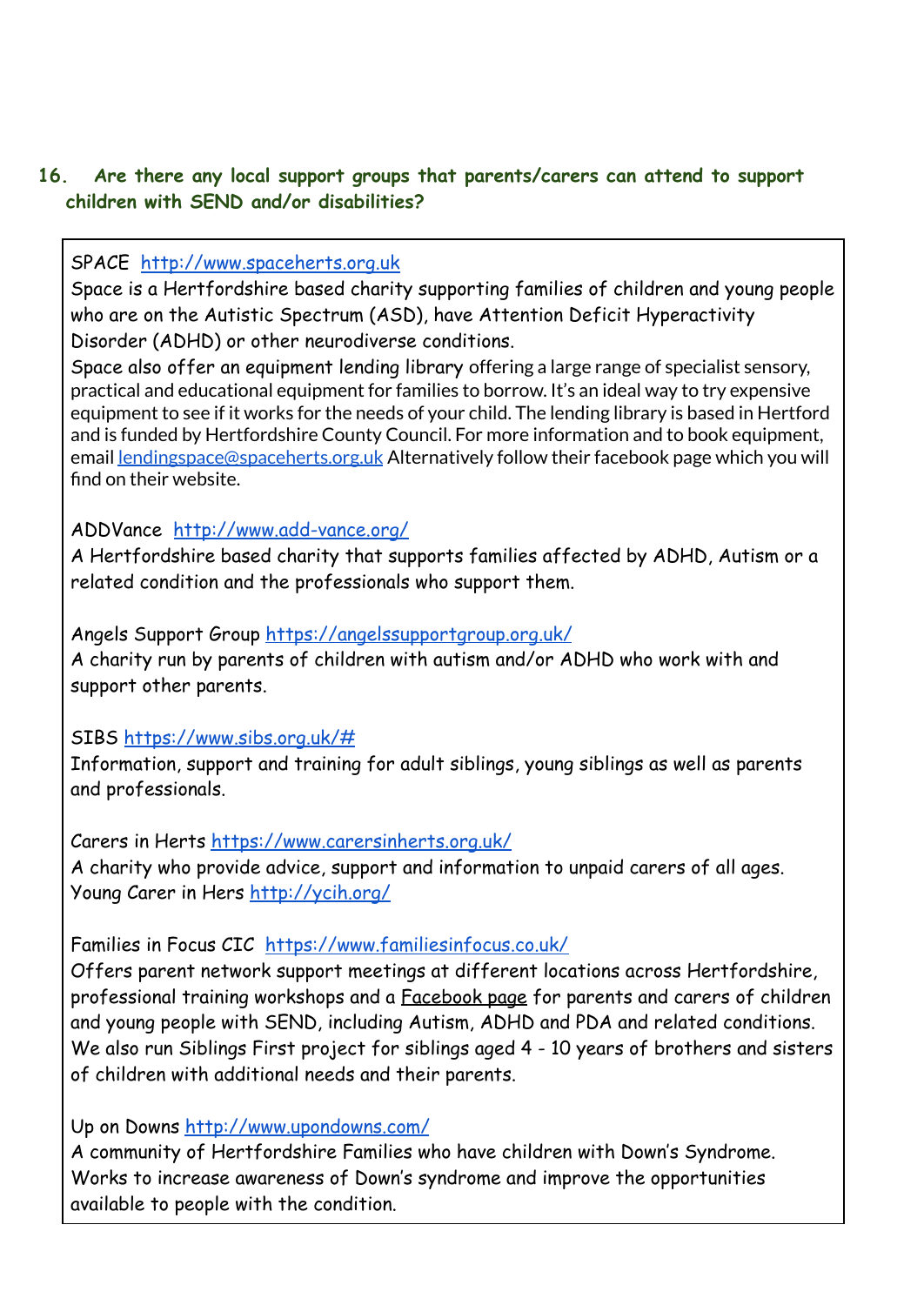### 16. Are there any local support groups that parents/carers can attend to support children with SEND and/or disabilities?

SPACE http://www.spaceherts.org.uk
Space is a Hertfordshire based charity supporting families of children and young people who are on the Autistic Spectrum (ASD), have Attention Deficit Hyperactivity Disorder (ADHD) or other neurodiverse conditions.
Space also offer an equipment lending library offering a large range of specialist sensory, practical and educational equipment for families to borrow. It's an ideal way to try expensive equipment to see if it works for the needs of your child. The lending library is based in Hertford and is funded by Hertfordshire County Council. For more information and to book equipment, email lendingspace@spaceherts.org.uk Alternatively follow their facebook page which you will find on their website.

ADDVance http://www.add-vance.org/
A Hertfordshire based charity that supports families affected by ADHD, Autism or a related condition and the professionals who support them.

Angels Support Group https://angelssupportgroup.org.uk/
A charity run by parents of children with autism and/or ADHD who work with and support other parents.

SIBS https://www.sibs.org.uk/#
Information, support and training for adult siblings, young siblings as well as parents and professionals.

Carers in Herts https://www.carersinherts.org.uk/
A charity who provide advice, support and information to unpaid carers of all ages.
Young Carer in Hers http://ycih.org/

Families in Focus CIC https://www.familiesinfocus.co.uk/
Offers parent network support meetings at different locations across Hertfordshire, professional training workshops and a Facebook page for parents and carers of children and young people with SEND, including Autism, ADHD and PDA and related conditions. We also run Siblings First project for siblings aged 4 - 10 years of brothers and sisters of children with additional needs and their parents.

Up on Downs http://www.upondowns.com/
A community of Hertfordshire Families who have children with Down's Syndrome. Works to increase awareness of Down's syndrome and improve the opportunities available to people with the condition.